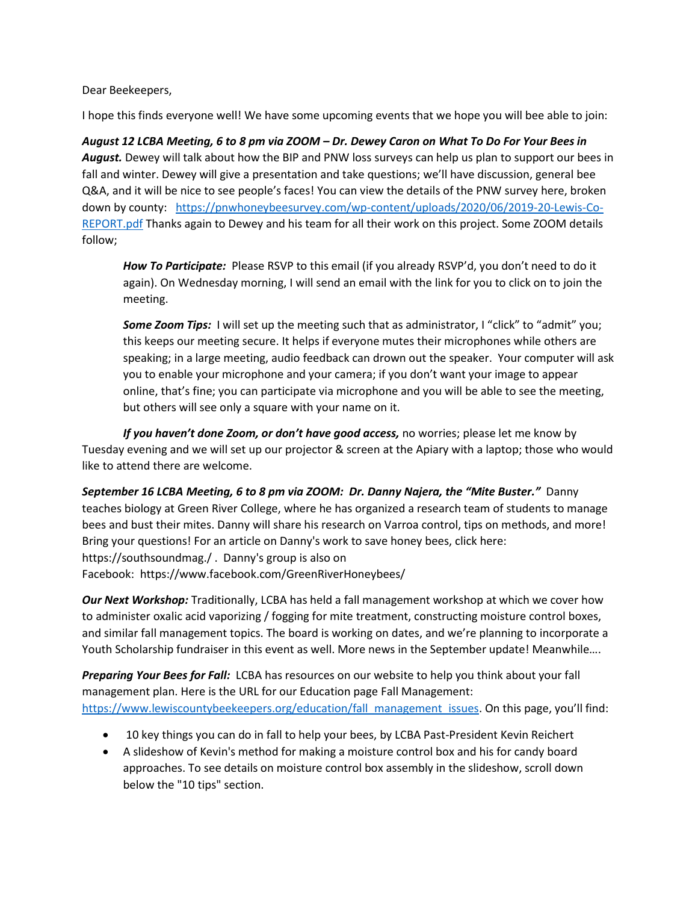Dear Beekeepers,

I hope this finds everyone well! We have some upcoming events that we hope you will bee able to join:

***August 12 LCBA Meeting, 6 to 8 pm via ZOOM – Dr. Dewey Caron on What To Do For Your Bees in August.*** Dewey will talk about how the BIP and PNW loss surveys can help us plan to support our bees in fall and winter. Dewey will give a presentation and take questions; we'll have discussion, general bee Q&A, and it will be nice to see people's faces! You can view the details of the PNW survey here, broken down by county: [https://pnwhoneybeesurvey.com/wp-content/uploads/2020/06/2019-20-Lewis-Co-REPORT.pdf](https://pnwhoneybeesurvey.com/wp-content/uploads/2020/06/2019-20-Lewis-Co-REPORT.pdf) Thanks again to Dewey and his team for all their work on this project. Some ZOOM details follow;

> ***How To Participate:*** Please RSVP to this email (if you already RSVP'd, you don't need to do it again). On Wednesday morning, I will send an email with the link for you to click on to join the meeting.
>
> ***Some Zoom Tips:*** I will set up the meeting such that as administrator, I "click" to "admit" you; this keeps our meeting secure. It helps if everyone mutes their microphones while others are speaking; in a large meeting, audio feedback can drown out the speaker. Your computer will ask you to enable your microphone and your camera; if you don't want your image to appear online, that's fine; you can participate via microphone and you will be able to see the meeting, but others will see only a square with your name on it.

***If you haven't done Zoom, or don't have good access,*** no worries; please let me know by Tuesday evening and we will set up our projector & screen at the Apiary with a laptop; those who would like to attend there are welcome.

***September 16 LCBA Meeting, 6 to 8 pm via ZOOM: Dr. Danny Najera, the "Mite Buster."*** Danny teaches biology at Green River College, where he has organized a research team of students to manage bees and bust their mites. Danny will share his research on Varroa control, tips on methods, and more! Bring your questions! For an article on Danny's work to save honey bees, click here: https://southsoundmag./ . Danny's group is also on Facebook: https://www.facebook.com/GreenRiverHoneybees/

***Our Next Workshop:*** Traditionally, LCBA has held a fall management workshop at which we cover how to administer oxalic acid vaporizing / fogging for mite treatment, constructing moisture control boxes, and similar fall management topics. The board is working on dates, and we're planning to incorporate a Youth Scholarship fundraiser in this event as well. More news in the September update! Meanwhile….

***Preparing Your Bees for Fall:*** LCBA has resources on our website to help you think about your fall management plan. Here is the URL for our Education page Fall Management: [https://www.lewiscountybeekeepers.org/education/fall_management_issues](https://www.lewiscountybeekeepers.org/education/fall_management_issues). On this page, you'll find:

- 10 key things you can do in fall to help your bees, by LCBA Past-President Kevin Reichert
- A slideshow of Kevin's method for making a moisture control box and his for candy board approaches. To see details on moisture control box assembly in the slideshow, scroll down below the "10 tips" section.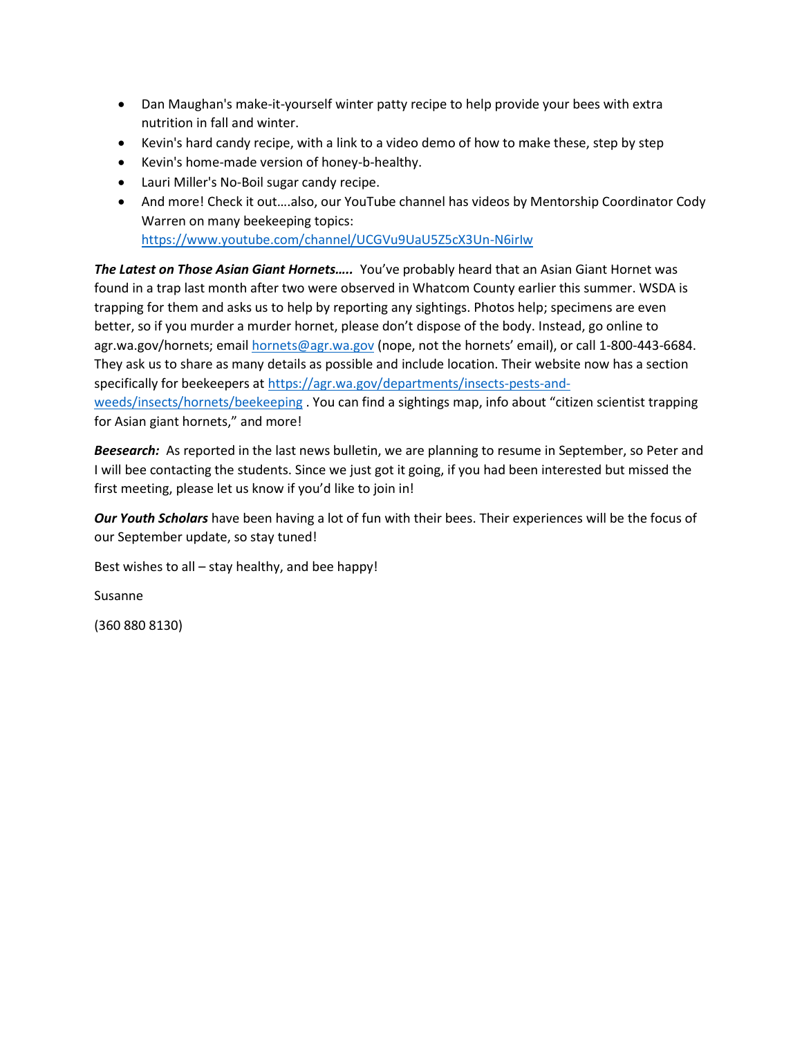- Dan Maughan's make-it-yourself winter patty recipe to help provide your bees with extra nutrition in fall and winter.
- Kevin's hard candy recipe, with a link to a video demo of how to make these, step by step
- Kevin's home-made version of honey-b-healthy.
- Lauri Miller's No-Boil sugar candy recipe.
- And more! Check it out….also, our YouTube channel has videos by Mentorship Coordinator Cody Warren on many beekeeping topics: https://www.youtube.com/channel/UCGVu9UaU5Z5cX3Un-N6irIw

***The Latest on Those Asian Giant Hornets…..*** You've probably heard that an Asian Giant Hornet was found in a trap last month after two were observed in Whatcom County earlier this summer. WSDA is trapping for them and asks us to help by reporting any sightings. Photos help; specimens are even better, so if you murder a murder hornet, please don't dispose of the body. Instead, go online to agr.wa.gov/hornets; email hornets@agr.wa.gov (nope, not the hornets' email), or call 1-800-443-6684. They ask us to share as many details as possible and include location. Their website now has a section specifically for beekeepers at https://agr.wa.gov/departments/insects-pests-and-weeds/insects/hornets/beekeeping . You can find a sightings map, info about "citizen scientist trapping for Asian giant hornets," and more!

***Beesearch:*** As reported in the last news bulletin, we are planning to resume in September, so Peter and I will bee contacting the students. Since we just got it going, if you had been interested but missed the first meeting, please let us know if you'd like to join in!

***Our Youth Scholars*** have been having a lot of fun with their bees. Their experiences will be the focus of our September update, so stay tuned!

Best wishes to all – stay healthy, and bee happy!

Susanne

(360 880 8130)